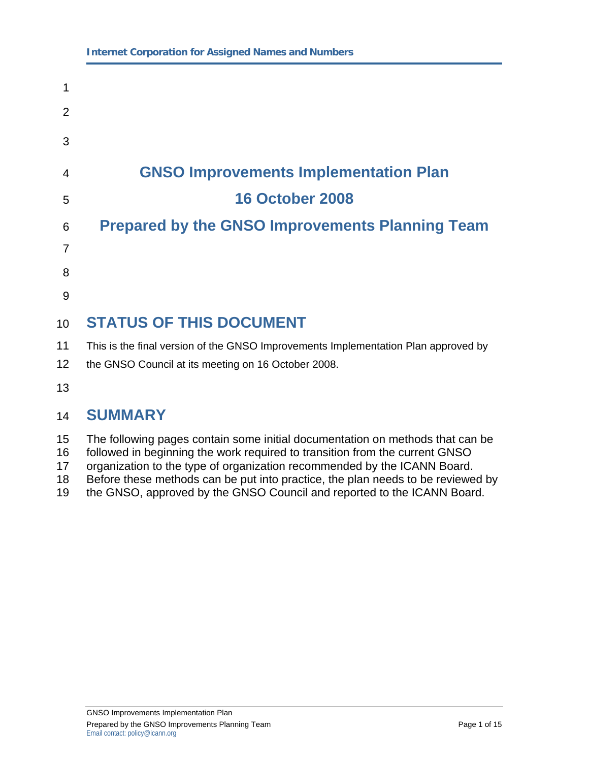# GNSO Improvements Implementation Plan

## 16 October 2008

## Prepared by the GNSO Improvements Planning Team

## STATUS OF THIS DOCUMENT

This is the final version of the GNSO Improvements Implementation Plan approved by the GNSO Council at its meeting on 16 October 2008.

## SUMMARY

The following pages contain some initial documentation on methods that can be followed in beginning the work required to transition from the current GNSO organization to the type of organization recommended by the ICANN Board. Before these methods can be put into practice, the plan needs to be reviewed by the GNSO, approved by the GNSO Council and reported to the ICANN Board.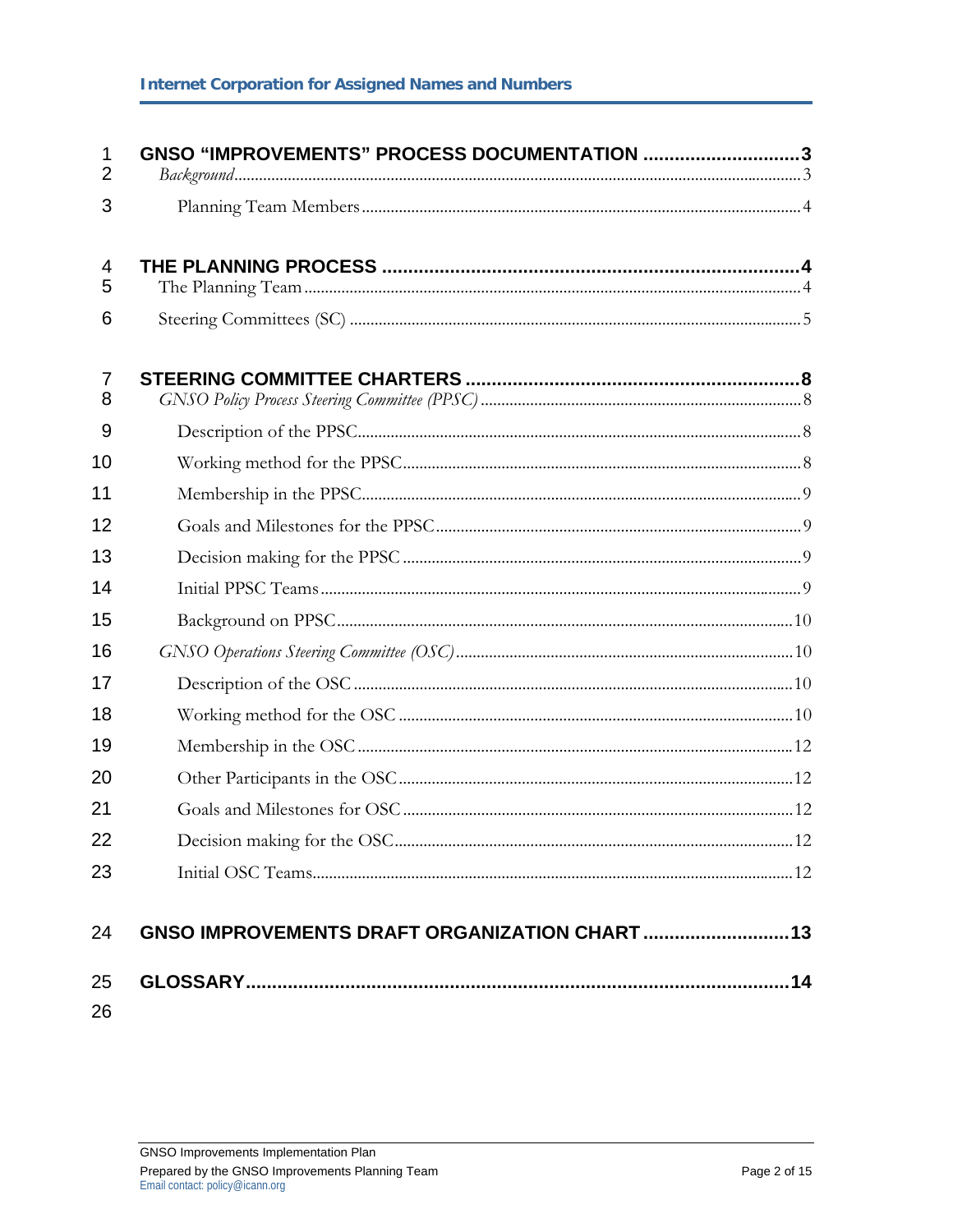**GNSO "IMPROVEMENTS" PROCESS DOCUMENTATION .............................. 3**

*Background* ........................................................................ 3

Planning Team Members ........................................................................ 4

**THE PLANNING PROCESS .............................................................................. 4**

The Planning Team ........................................................................ 4

Steering Committees (SC) ........................................................................ 5

**STEERING COMMITTEE CHARTERS .............................................................. 8**

*GNSO Policy Process Steering Committee (PPSC)* ........................................................................ 8

Description of the PPSC ........................................................................ 8

Working method for the PPSC ........................................................................ 8

Membership in the PPSC ........................................................................ 9

Goals and Milestones for the PPSC ........................................................................ 9

Decision making for the PPSC ........................................................................ 9

Initial PPSC Teams ........................................................................ 9

Background on PPSC ........................................................................ 10

*GNSO Operations Steering Committee (OSC)* ........................................................................ 10

Description of the OSC ........................................................................ 10

Working method for the OSC ........................................................................ 10

Membership in the OSC ........................................................................ 12

Other Participants in the OSC ........................................................................ 12

Goals and Milestones for OSC ........................................................................ 12

Decision making for the OSC ........................................................................ 12

Initial OSC Teams ........................................................................ 12

**GNSO IMPROVEMENTS DRAFT ORGANIZATION CHART ........................... 13**

**GLOSSARY ........................................................................ 14**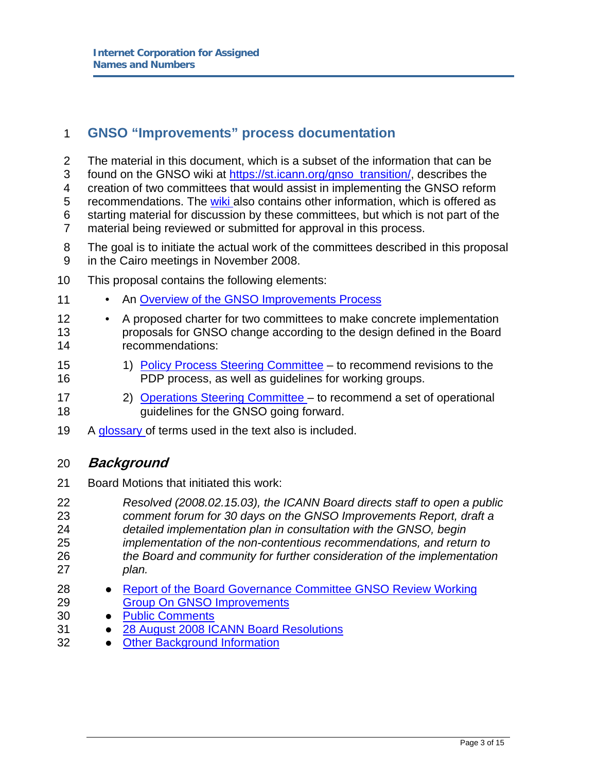## GNSO "Improvements" process documentation

The material in this document, which is a subset of the information that can be found on the GNSO wiki at https://st.icann.org/gnso_transition/, describes the creation of two committees that would assist in implementing the GNSO reform recommendations. The wiki also contains other information, which is offered as starting material for discussion by these committees, but which is not part of the material being reviewed or submitted for approval in this process.

The goal is to initiate the actual work of the committees described in this proposal in the Cairo meetings in November 2008.

This proposal contains the following elements:

- An Overview of the GNSO Improvements Process
- A proposed charter for two committees to make concrete implementation proposals for GNSO change according to the design defined in the Board recommendations:
  1) Policy Process Steering Committee – to recommend revisions to the PDP process, as well as guidelines for working groups.
  2) Operations Steering Committee – to recommend a set of operational guidelines for the GNSO going forward.

A glossary of terms used in the text also is included.

### *Background*

Board Motions that initiated this work:

> *Resolved (2008.02.15.03), the ICANN Board directs staff to open a public comment forum for 30 days on the GNSO Improvements Report, draft a detailed implementation plan in consultation with the GNSO, begin implementation of the non-contentious recommendations, and return to the Board and community for further consideration of the implementation plan.*

- Report of the Board Governance Committee GNSO Review Working Group On GNSO Improvements
- Public Comments
- 28 August 2008 ICANN Board Resolutions
- Other Background Information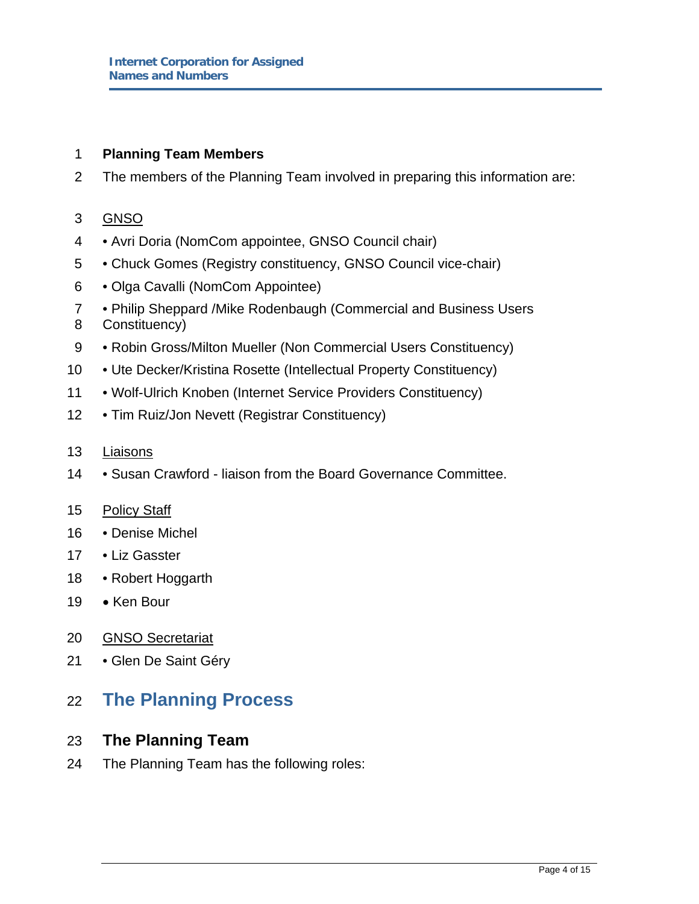**Planning Team Members**

The members of the Planning Team involved in preparing this information are:

GNSO

- Avri Doria (NomCom appointee, GNSO Council chair)
- Chuck Gomes (Registry constituency, GNSO Council vice-chair)
- Olga Cavalli (NomCom Appointee)
- Philip Sheppard /Mike Rodenbaugh (Commercial and Business Users Constituency)
- Robin Gross/Milton Mueller (Non Commercial Users Constituency)
- Ute Decker/Kristina Rosette (Intellectual Property Constituency)
- Wolf-Ulrich Knoben (Internet Service Providers Constituency)
- Tim Ruiz/Jon Nevett (Registrar Constituency)

Liaisons

- Susan Crawford - liaison from the Board Governance Committee.

Policy Staff

- Denise Michel
- Liz Gasster
- Robert Hoggarth
- Ken Bour

GNSO Secretariat

- Glen De Saint Géry

# The Planning Process

## The Planning Team

The Planning Team has the following roles: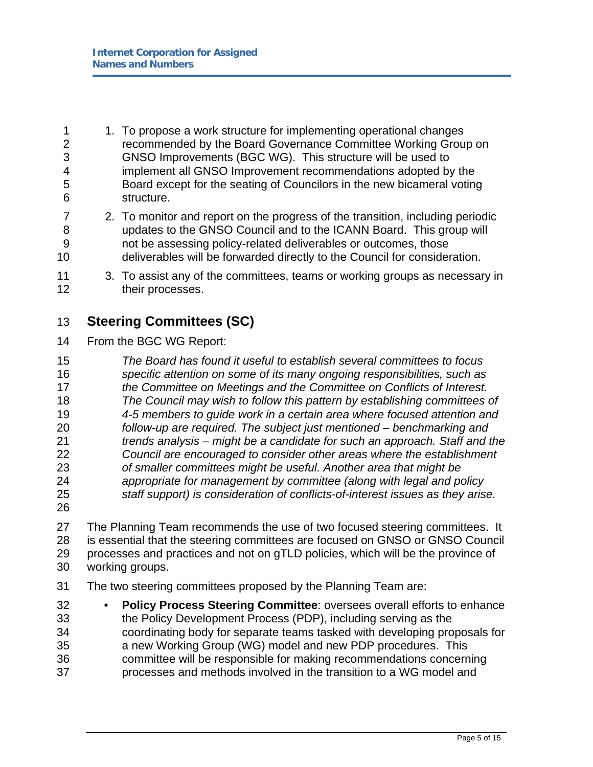1. To propose a work structure for implementing operational changes recommended by the Board Governance Committee Working Group on GNSO Improvements (BGC WG). This structure will be used to implement all GNSO Improvement recommendations adopted by the Board except for the seating of Councilors in the new bicameral voting structure.

2. To monitor and report on the progress of the transition, including periodic updates to the GNSO Council and to the ICANN Board. This group will not be assessing policy-related deliverables or outcomes, those deliverables will be forwarded directly to the Council for consideration.

3. To assist any of the committees, teams or working groups as necessary in their processes.

## Steering Committees (SC)

From the BGC WG Report:

> *The Board has found it useful to establish several committees to focus specific attention on some of its many ongoing responsibilities, such as the Committee on Meetings and the Committee on Conflicts of Interest. The Council may wish to follow this pattern by establishing committees of 4-5 members to guide work in a certain area where focused attention and follow-up are required. The subject just mentioned – benchmarking and trends analysis – might be a candidate for such an approach. Staff and the Council are encouraged to consider other areas where the establishment of smaller committees might be useful. Another area that might be appropriate for management by committee (along with legal and policy staff support) is consideration of conflicts-of-interest issues as they arise.*

The Planning Team recommends the use of two focused steering committees. It is essential that the steering committees are focused on GNSO or GNSO Council processes and practices and not on gTLD policies, which will be the province of working groups.

The two steering committees proposed by the Planning Team are:

- **Policy Process Steering Committee**: oversees overall efforts to enhance the Policy Development Process (PDP), including serving as the coordinating body for separate teams tasked with developing proposals for a new Working Group (WG) model and new PDP procedures. This committee will be responsible for making recommendations concerning processes and methods involved in the transition to a WG model and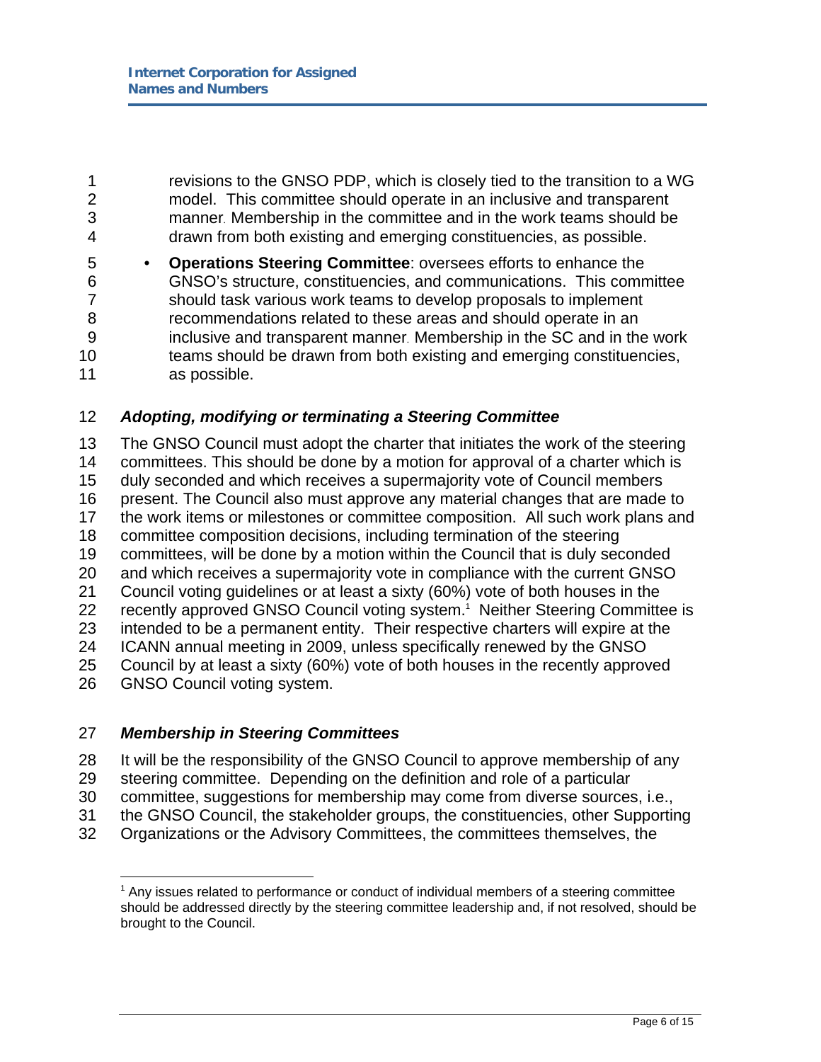revisions to the GNSO PDP, which is closely tied to the transition to a WG model. This committee should operate in an inclusive and transparent manner. Membership in the committee and in the work teams should be drawn from both existing and emerging constituencies, as possible.

- **Operations Steering Committee**: oversees efforts to enhance the GNSO's structure, constituencies, and communications. This committee should task various work teams to develop proposals to implement recommendations related to these areas and should operate in an inclusive and transparent manner. Membership in the SC and in the work teams should be drawn from both existing and emerging constituencies, as possible.

### *Adopting, modifying or terminating a Steering Committee*

The GNSO Council must adopt the charter that initiates the work of the steering committees. This should be done by a motion for approval of a charter which is duly seconded and which receives a supermajority vote of Council members present. The Council also must approve any material changes that are made to the work items or milestones or committee composition. All such work plans and committee composition decisions, including termination of the steering committees, will be done by a motion within the Council that is duly seconded and which receives a supermajority vote in compliance with the current GNSO Council voting guidelines or at least a sixty (60%) vote of both houses in the recently approved GNSO Council voting system.[1] Neither Steering Committee is intended to be a permanent entity. Their respective charters will expire at the ICANN annual meeting in 2009, unless specifically renewed by the GNSO Council by at least a sixty (60%) vote of both houses in the recently approved GNSO Council voting system.

### *Membership in Steering Committees*

It will be the responsibility of the GNSO Council to approve membership of any steering committee. Depending on the definition and role of a particular committee, suggestions for membership may come from diverse sources, i.e., the GNSO Council, the stakeholder groups, the constituencies, other Supporting Organizations or the Advisory Committees, the committees themselves, the

---

[1] Any issues related to performance or conduct of individual members of a steering committee should be addressed directly by the steering committee leadership and, if not resolved, should be brought to the Council.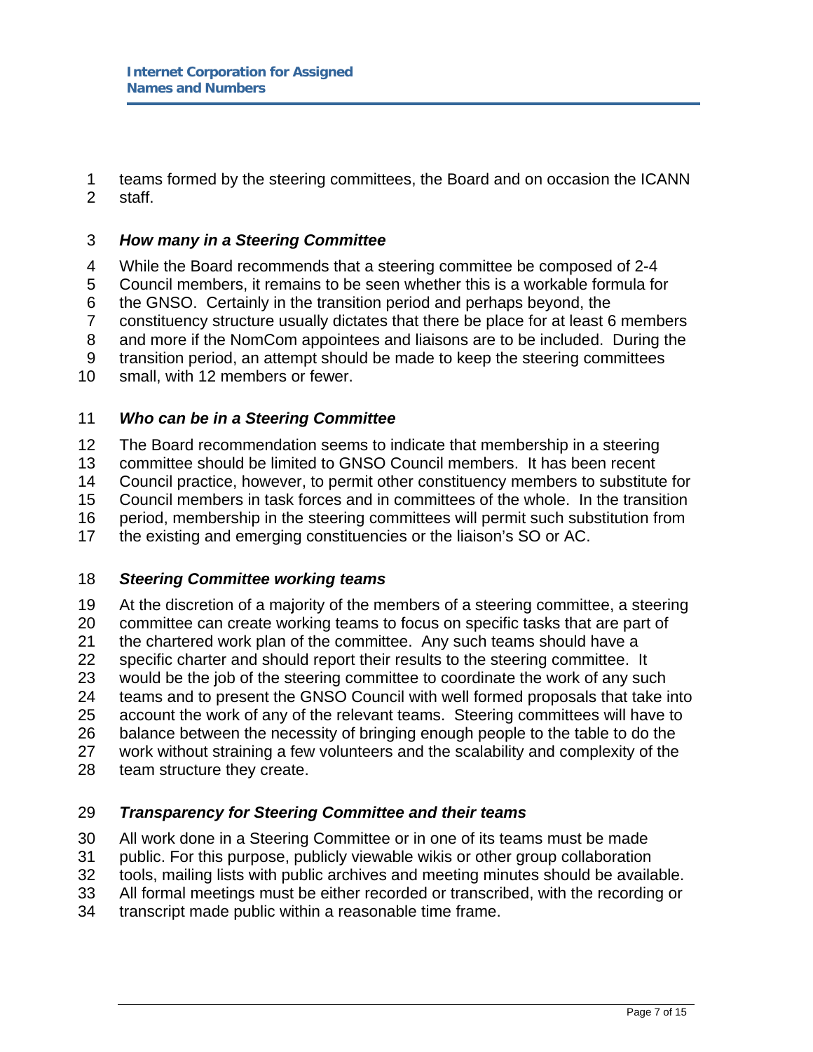teams formed by the steering committees, the Board and on occasion the ICANN staff.

### *How many in a Steering Committee*

While the Board recommends that a steering committee be composed of 2-4 Council members, it remains to be seen whether this is a workable formula for the GNSO. Certainly in the transition period and perhaps beyond, the constituency structure usually dictates that there be place for at least 6 members and more if the NomCom appointees and liaisons are to be included. During the transition period, an attempt should be made to keep the steering committees small, with 12 members or fewer.

### *Who can be in a Steering Committee*

The Board recommendation seems to indicate that membership in a steering committee should be limited to GNSO Council members. It has been recent Council practice, however, to permit other constituency members to substitute for Council members in task forces and in committees of the whole. In the transition period, membership in the steering committees will permit such substitution from the existing and emerging constituencies or the liaison's SO or AC.

### *Steering Committee working teams*

At the discretion of a majority of the members of a steering committee, a steering committee can create working teams to focus on specific tasks that are part of the chartered work plan of the committee. Any such teams should have a specific charter and should report their results to the steering committee. It would be the job of the steering committee to coordinate the work of any such teams and to present the GNSO Council with well formed proposals that take into account the work of any of the relevant teams. Steering committees will have to balance between the necessity of bringing enough people to the table to do the work without straining a few volunteers and the scalability and complexity of the team structure they create.

### *Transparency for Steering Committee and their teams*

All work done in a Steering Committee or in one of its teams must be made public. For this purpose, publicly viewable wikis or other group collaboration tools, mailing lists with public archives and meeting minutes should be available. All formal meetings must be either recorded or transcribed, with the recording or transcript made public within a reasonable time frame.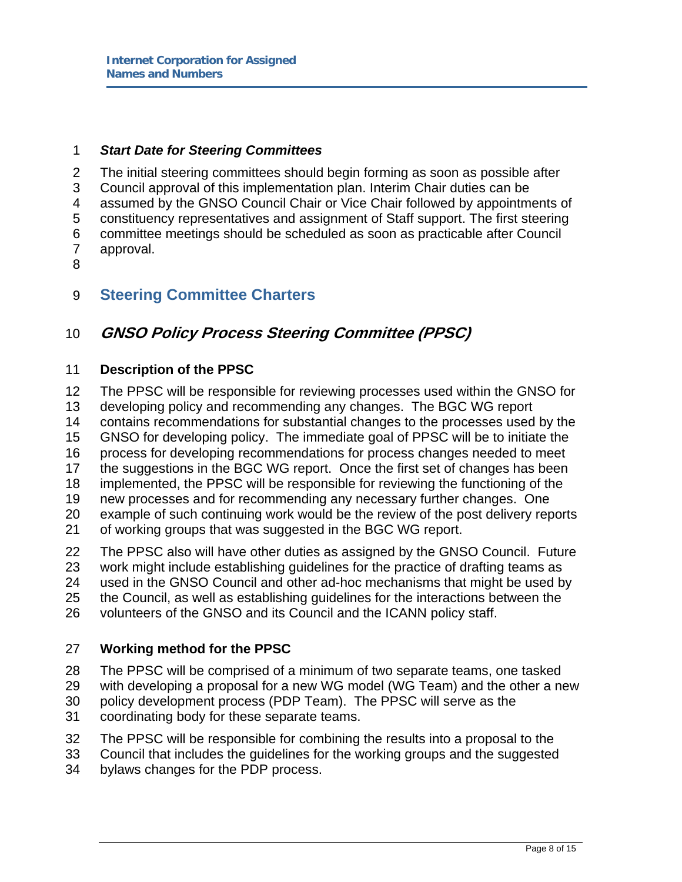***Start Date for Steering Committees***

The initial steering committees should begin forming as soon as possible after Council approval of this implementation plan. Interim Chair duties can be assumed by the GNSO Council Chair or Vice Chair followed by appointments of constituency representatives and assignment of Staff support. The first steering committee meetings should be scheduled as soon as practicable after Council approval.

## Steering Committee Charters

### *GNSO Policy Process Steering Committee (PPSC)*

**Description of the PPSC**

The PPSC will be responsible for reviewing processes used within the GNSO for developing policy and recommending any changes. The BGC WG report contains recommendations for substantial changes to the processes used by the GNSO for developing policy. The immediate goal of PPSC will be to initiate the process for developing recommendations for process changes needed to meet the suggestions in the BGC WG report. Once the first set of changes has been implemented, the PPSC will be responsible for reviewing the functioning of the new processes and for recommending any necessary further changes. One example of such continuing work would be the review of the post delivery reports of working groups that was suggested in the BGC WG report.

The PPSC also will have other duties as assigned by the GNSO Council. Future work might include establishing guidelines for the practice of drafting teams as used in the GNSO Council and other ad-hoc mechanisms that might be used by the Council, as well as establishing guidelines for the interactions between the volunteers of the GNSO and its Council and the ICANN policy staff.

**Working method for the PPSC**

The PPSC will be comprised of a minimum of two separate teams, one tasked with developing a proposal for a new WG model (WG Team) and the other a new policy development process (PDP Team). The PPSC will serve as the coordinating body for these separate teams.

The PPSC will be responsible for combining the results into a proposal to the Council that includes the guidelines for the working groups and the suggested bylaws changes for the PDP process.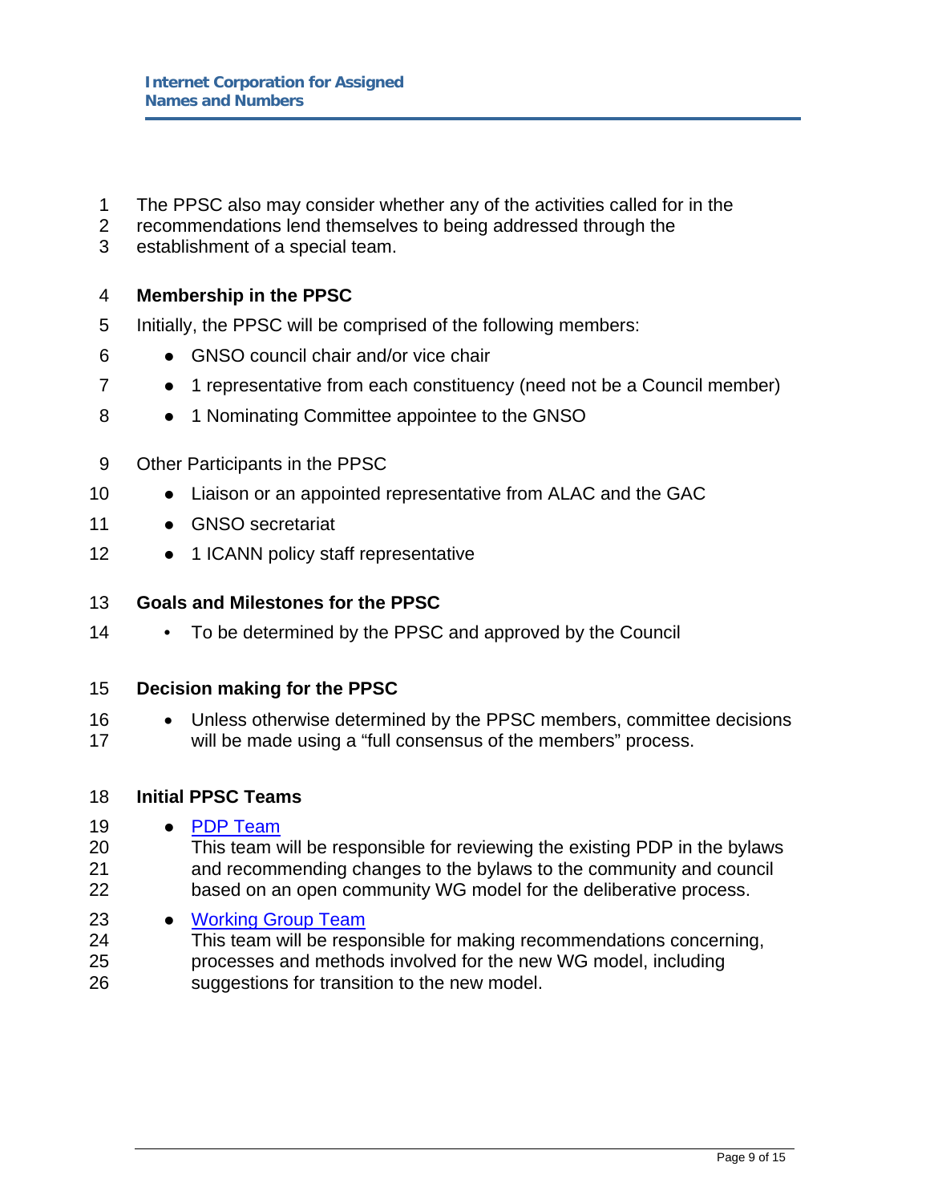The PPSC also may consider whether any of the activities called for in the recommendations lend themselves to being addressed through the establishment of a special team.

**Membership in the PPSC**

Initially, the PPSC will be comprised of the following members:

- GNSO council chair and/or vice chair
- 1 representative from each constituency (need not be a Council member)
- 1 Nominating Committee appointee to the GNSO

Other Participants in the PPSC

- Liaison or an appointed representative from ALAC and the GAC
- GNSO secretariat
- 1 ICANN policy staff representative

**Goals and Milestones for the PPSC**

- To be determined by the PPSC and approved by the Council

**Decision making for the PPSC**

- Unless otherwise determined by the PPSC members, committee decisions will be made using a "full consensus of the members" process.

**Initial PPSC Teams**

- PDP Team
  This team will be responsible for reviewing the existing PDP in the bylaws and recommending changes to the bylaws to the community and council based on an open community WG model for the deliberative process.
- Working Group Team
  This team will be responsible for making recommendations concerning, processes and methods involved for the new WG model, including suggestions for transition to the new model.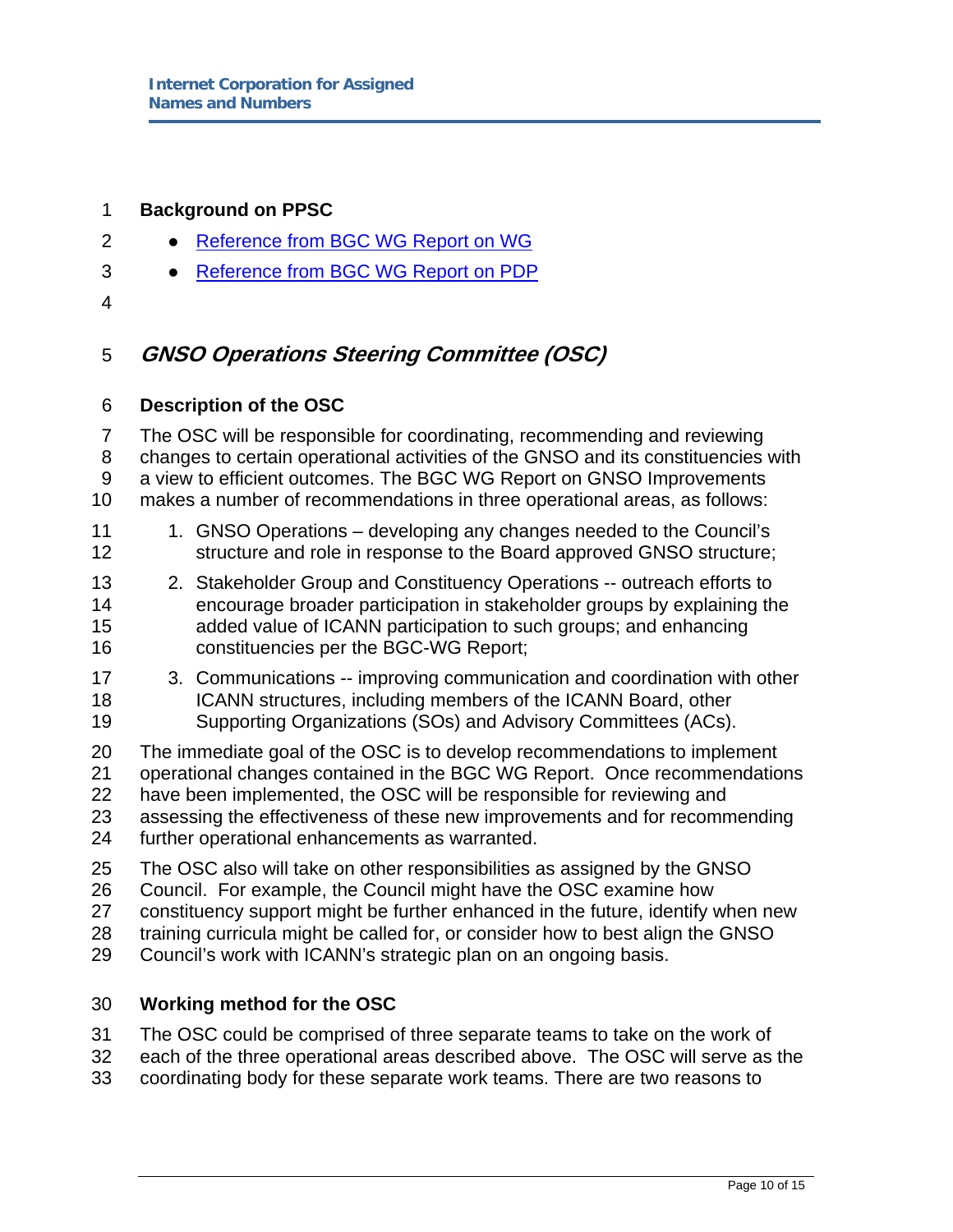**Background on PPSC**

- [Reference from BGC WG Report on WG]
- [Reference from BGC WG Report on PDP]

## *GNSO Operations Steering Committee (OSC)*

**Description of the OSC**

The OSC will be responsible for coordinating, recommending and reviewing changes to certain operational activities of the GNSO and its constituencies with a view to efficient outcomes. The BGC WG Report on GNSO Improvements makes a number of recommendations in three operational areas, as follows:

1. GNSO Operations – developing any changes needed to the Council's structure and role in response to the Board approved GNSO structure;
2. Stakeholder Group and Constituency Operations -- outreach efforts to encourage broader participation in stakeholder groups by explaining the added value of ICANN participation to such groups; and enhancing constituencies per the BGC-WG Report;
3. Communications -- improving communication and coordination with other ICANN structures, including members of the ICANN Board, other Supporting Organizations (SOs) and Advisory Committees (ACs).

The immediate goal of the OSC is to develop recommendations to implement operational changes contained in the BGC WG Report. Once recommendations have been implemented, the OSC will be responsible for reviewing and assessing the effectiveness of these new improvements and for recommending further operational enhancements as warranted.

The OSC also will take on other responsibilities as assigned by the GNSO Council. For example, the Council might have the OSC examine how constituency support might be further enhanced in the future, identify when new training curricula might be called for, or consider how to best align the GNSO Council's work with ICANN's strategic plan on an ongoing basis.

**Working method for the OSC**

The OSC could be comprised of three separate teams to take on the work of each of the three operational areas described above. The OSC will serve as the coordinating body for these separate work teams. There are two reasons to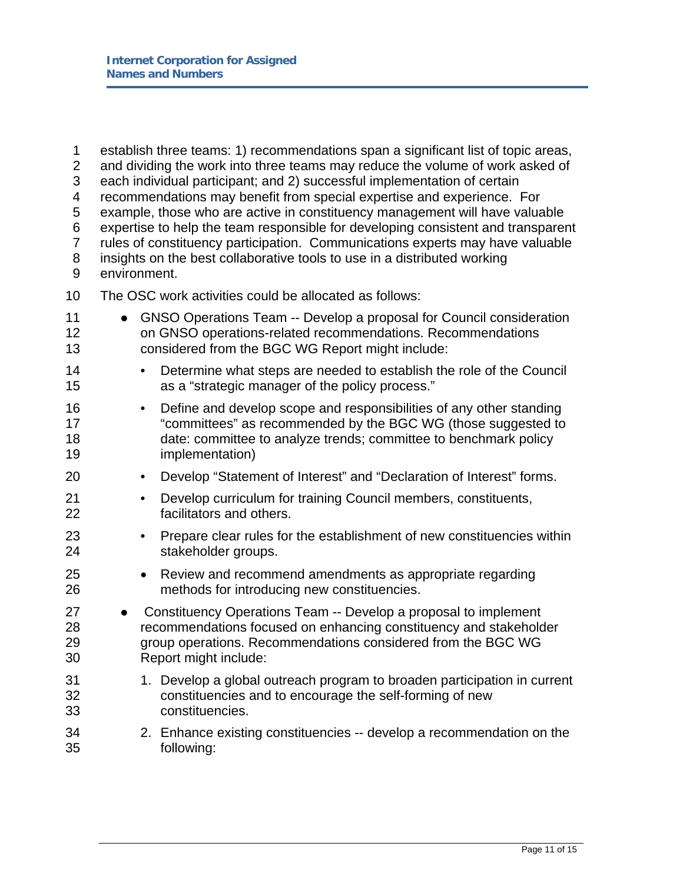establish three teams: 1) recommendations span a significant list of topic areas, and dividing the work into three teams may reduce the volume of work asked of each individual participant; and 2) successful implementation of certain recommendations may benefit from special expertise and experience. For example, those who are active in constituency management will have valuable expertise to help the team responsible for developing consistent and transparent rules of constituency participation. Communications experts may have valuable insights on the best collaborative tools to use in a distributed working environment.

The OSC work activities could be allocated as follows:

- GNSO Operations Team -- Develop a proposal for Council consideration on GNSO operations-related recommendations. Recommendations considered from the BGC WG Report might include:
    - Determine what steps are needed to establish the role of the Council as a "strategic manager of the policy process."
    - Define and develop scope and responsibilities of any other standing "committees" as recommended by the BGC WG (those suggested to date: committee to analyze trends; committee to benchmark policy implementation)
    - Develop "Statement of Interest" and "Declaration of Interest" forms.
    - Develop curriculum for training Council members, constituents, facilitators and others.
    - Prepare clear rules for the establishment of new constituencies within stakeholder groups.
    - Review and recommend amendments as appropriate regarding methods for introducing new constituencies.
- Constituency Operations Team -- Develop a proposal to implement recommendations focused on enhancing constituency and stakeholder group operations. Recommendations considered from the BGC WG Report might include:
    1. Develop a global outreach program to broaden participation in current constituencies and to encourage the self-forming of new constituencies.
    2. Enhance existing constituencies -- develop a recommendation on the following: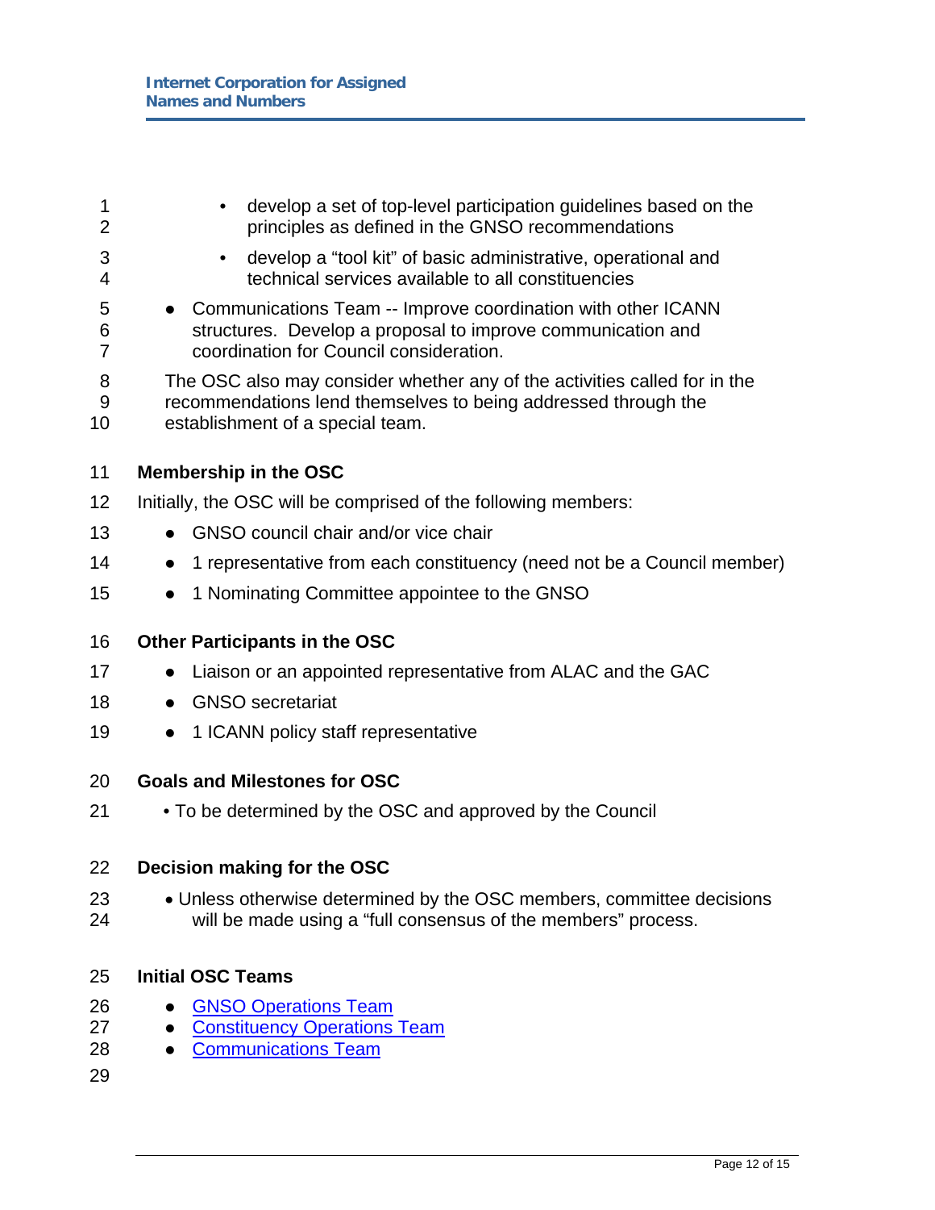- develop a set of top-level participation guidelines based on the principles as defined in the GNSO recommendations
    - develop a "tool kit" of basic administrative, operational and technical services available to all constituencies

- Communications Team -- Improve coordination with other ICANN structures. Develop a proposal to improve communication and coordination for Council consideration.

The OSC also may consider whether any of the activities called for in the recommendations lend themselves to being addressed through the establishment of a special team.

**Membership in the OSC**

Initially, the OSC will be comprised of the following members:

- GNSO council chair and/or vice chair
- 1 representative from each constituency (need not be a Council member)
- 1 Nominating Committee appointee to the GNSO

**Other Participants in the OSC**

- Liaison or an appointed representative from ALAC and the GAC
- GNSO secretariat
- 1 ICANN policy staff representative

**Goals and Milestones for OSC**

- To be determined by the OSC and approved by the Council

**Decision making for the OSC**

- Unless otherwise determined by the OSC members, committee decisions will be made using a "full consensus of the members" process.

**Initial OSC Teams**

- GNSO Operations Team
- Constituency Operations Team
- Communications Team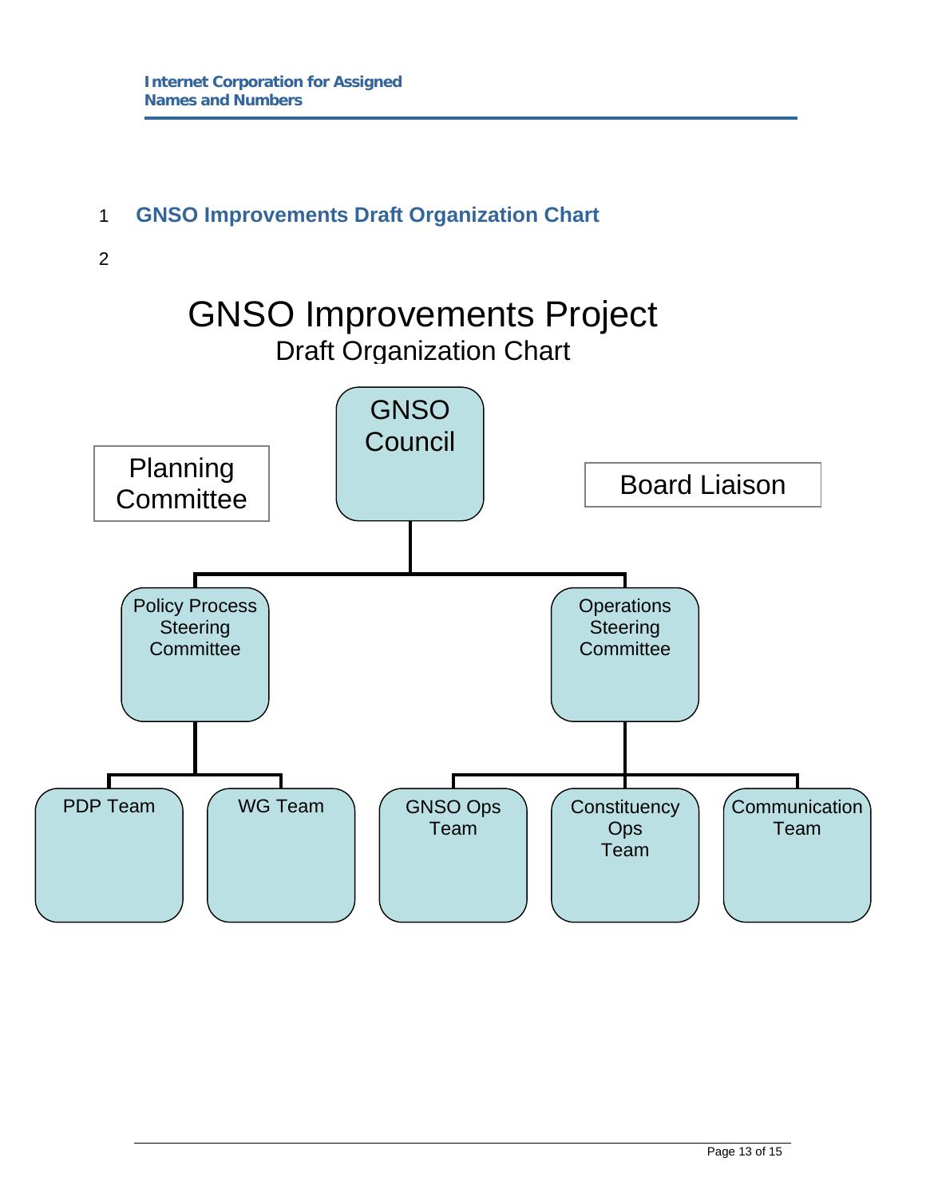## GNSO Improvements Draft Organization Chart

GNSO Improvements Project

Draft Organization Chart

- GNSO Council
  - Policy Process Steering Committee
    - PDP Team
    - WG Team
  - Operations Steering Committee
    - GNSO Ops Team
    - Constituency Ops Team
    - Communication Team

Planning Committee

Board Liaison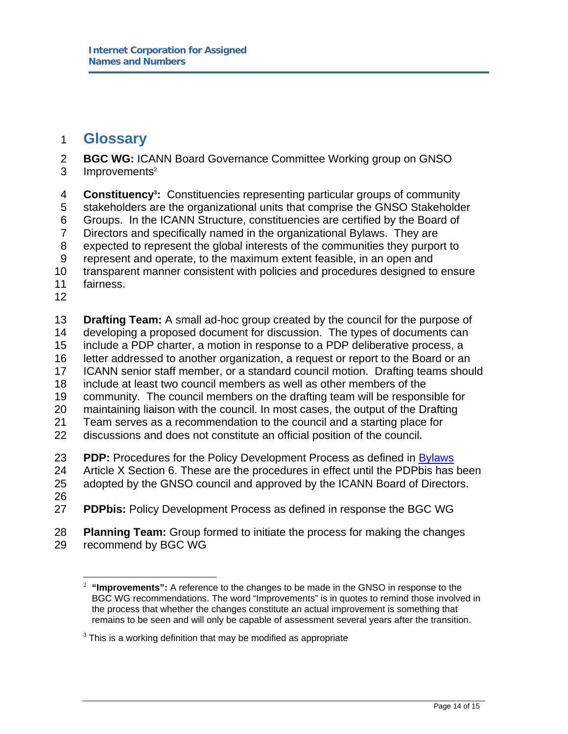# Glossary

**BGC WG:** ICANN Board Governance Committee Working group on GNSO Improvements[2]

**Constituency[3]:** Constituencies representing particular groups of community stakeholders are the organizational units that comprise the GNSO Stakeholder Groups. In the ICANN Structure, constituencies are certified by the Board of Directors and specifically named in the organizational Bylaws. They are expected to represent the global interests of the communities they purport to represent and operate, to the maximum extent feasible, in an open and transparent manner consistent with policies and procedures designed to ensure fairness.

**Drafting Team:** A small ad-hoc group created by the council for the purpose of developing a proposed document for discussion. The types of documents can include a PDP charter, a motion in response to a PDP deliberative process, a letter addressed to another organization, a request or report to the Board or an ICANN senior staff member, or a standard council motion. Drafting teams should include at least two council members as well as other members of the community. The council members on the drafting team will be responsible for maintaining liaison with the council. In most cases, the output of the Drafting Team serves as a recommendation to the council and a starting place for discussions and does not constitute an official position of the council.

**PDP:** Procedures for the Policy Development Process as defined in [Bylaws](Bylaws) Article X Section 6. These are the procedures in effect until the PDPbis has been adopted by the GNSO council and approved by the ICANN Board of Directors.

**PDPbis:** Policy Development Process as defined in response the BGC WG

**Planning Team:** Group formed to initiate the process for making the changes recommend by BGC WG

---

[2] **"Improvements":** A reference to the changes to be made in the GNSO in response to the BGC WG recommendations. The word "Improvements" is in quotes to remind those involved in the process that whether the changes constitute an actual improvement is something that remains to be seen and will only be capable of assessment several years after the transition.

[3] This is a working definition that may be modified as appropriate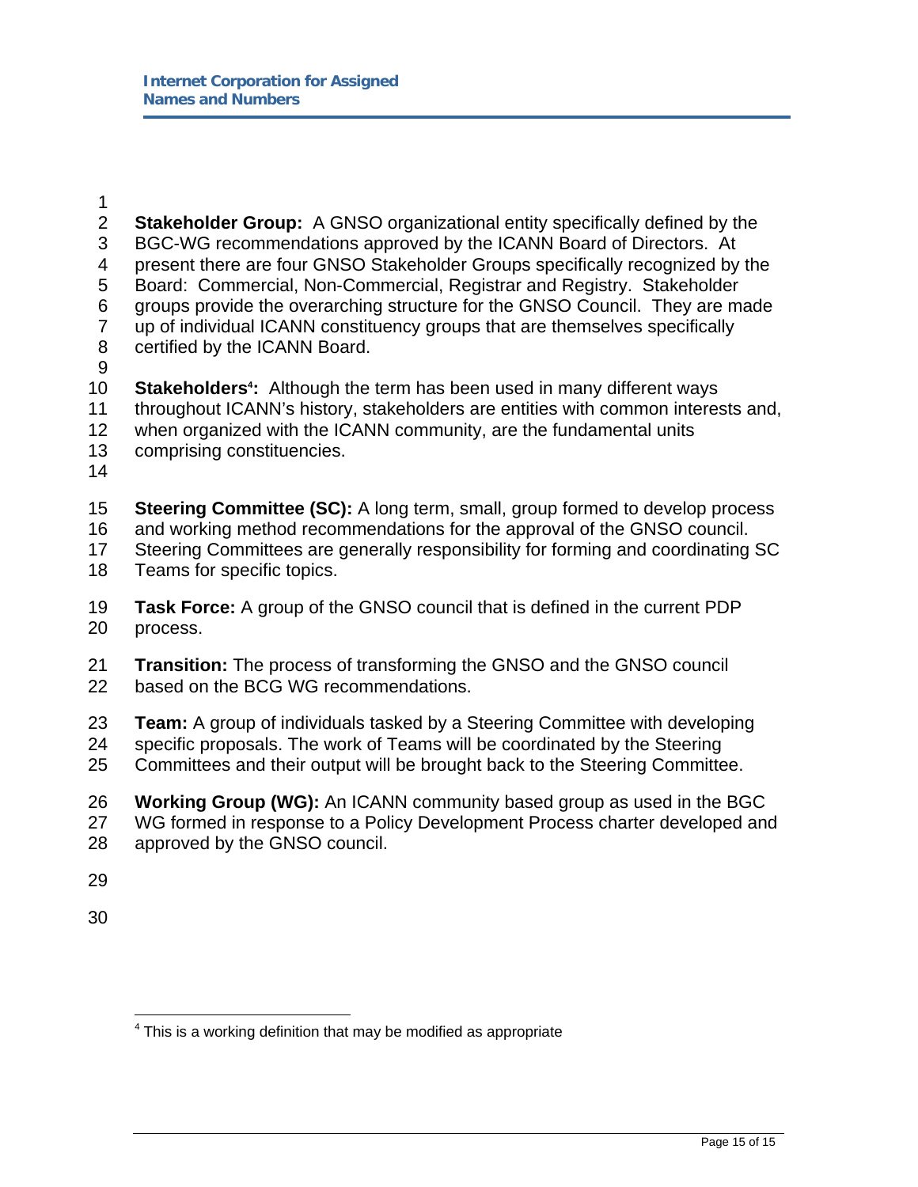**Stakeholder Group:** A GNSO organizational entity specifically defined by the BGC-WG recommendations approved by the ICANN Board of Directors. At present there are four GNSO Stakeholder Groups specifically recognized by the Board: Commercial, Non-Commercial, Registrar and Registry. Stakeholder groups provide the overarching structure for the GNSO Council. They are made up of individual ICANN constituency groups that are themselves specifically certified by the ICANN Board.

**Stakeholders[4]:** Although the term has been used in many different ways throughout ICANN's history, stakeholders are entities with common interests and, when organized with the ICANN community, are the fundamental units comprising constituencies.

**Steering Committee (SC):** A long term, small, group formed to develop process and working method recommendations for the approval of the GNSO council. Steering Committees are generally responsibility for forming and coordinating SC Teams for specific topics.

**Task Force:** A group of the GNSO council that is defined in the current PDP process.

**Transition:** The process of transforming the GNSO and the GNSO council based on the BCG WG recommendations.

**Team:** A group of individuals tasked by a Steering Committee with developing specific proposals. The work of Teams will be coordinated by the Steering Committees and their output will be brought back to the Steering Committee.

**Working Group (WG):** An ICANN community based group as used in the BGC WG formed in response to a Policy Development Process charter developed and approved by the GNSO council.

[4] This is a working definition that may be modified as appropriate